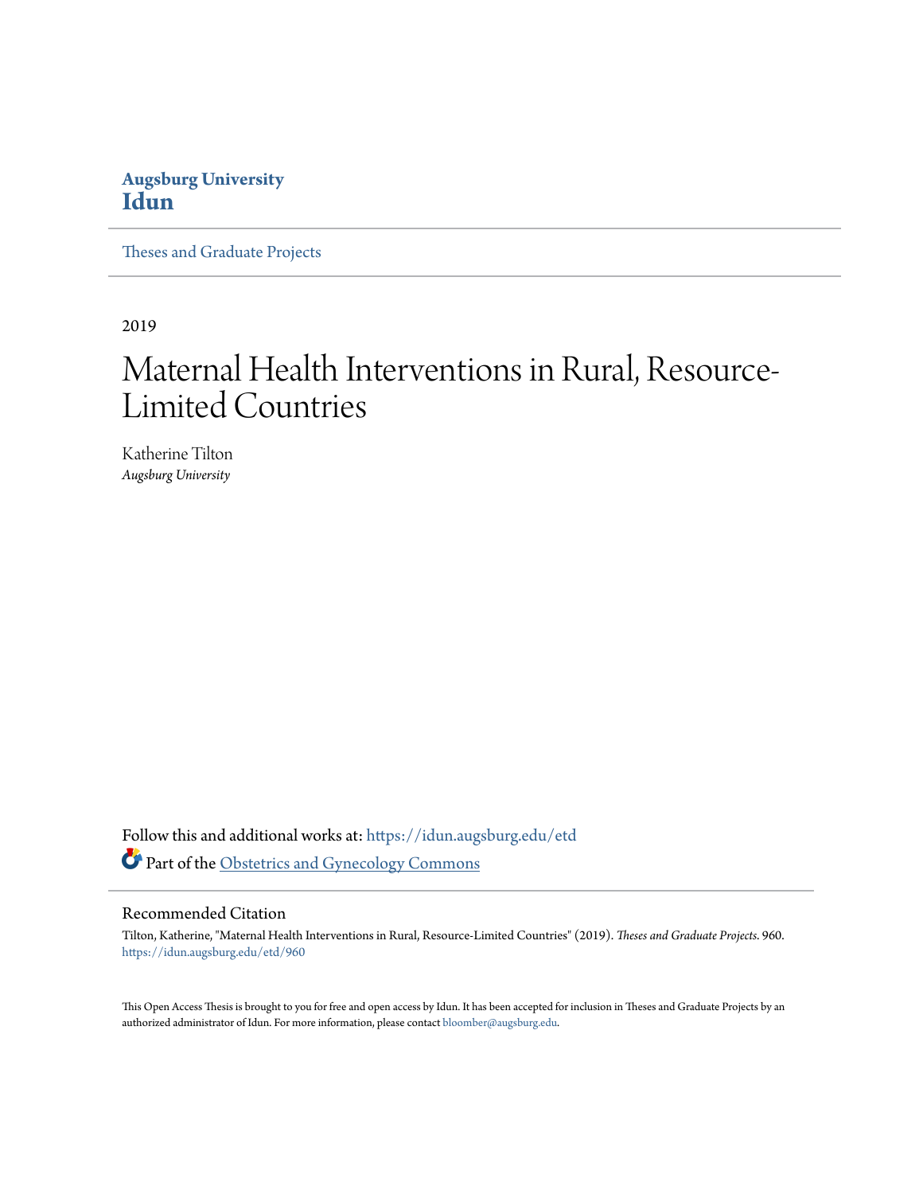**Augsburg University**
**Idun**

Theses and Graduate Projects

2019

# Maternal Health Interventions in Rural, Resource-Limited Countries

Katherine Tilton
*Augsburg University*

Follow this and additional works at: https://idun.augsburg.edu/etd

Part of the Obstetrics and Gynecology Commons

## Recommended Citation

Tilton, Katherine, "Maternal Health Interventions in Rural, Resource-Limited Countries" (2019). *Theses and Graduate Projects*. 960.
https://idun.augsburg.edu/etd/960

This Open Access Thesis is brought to you for free and open access by Idun. It has been accepted for inclusion in Theses and Graduate Projects by an authorized administrator of Idun. For more information, please contact bloomber@augsburg.edu.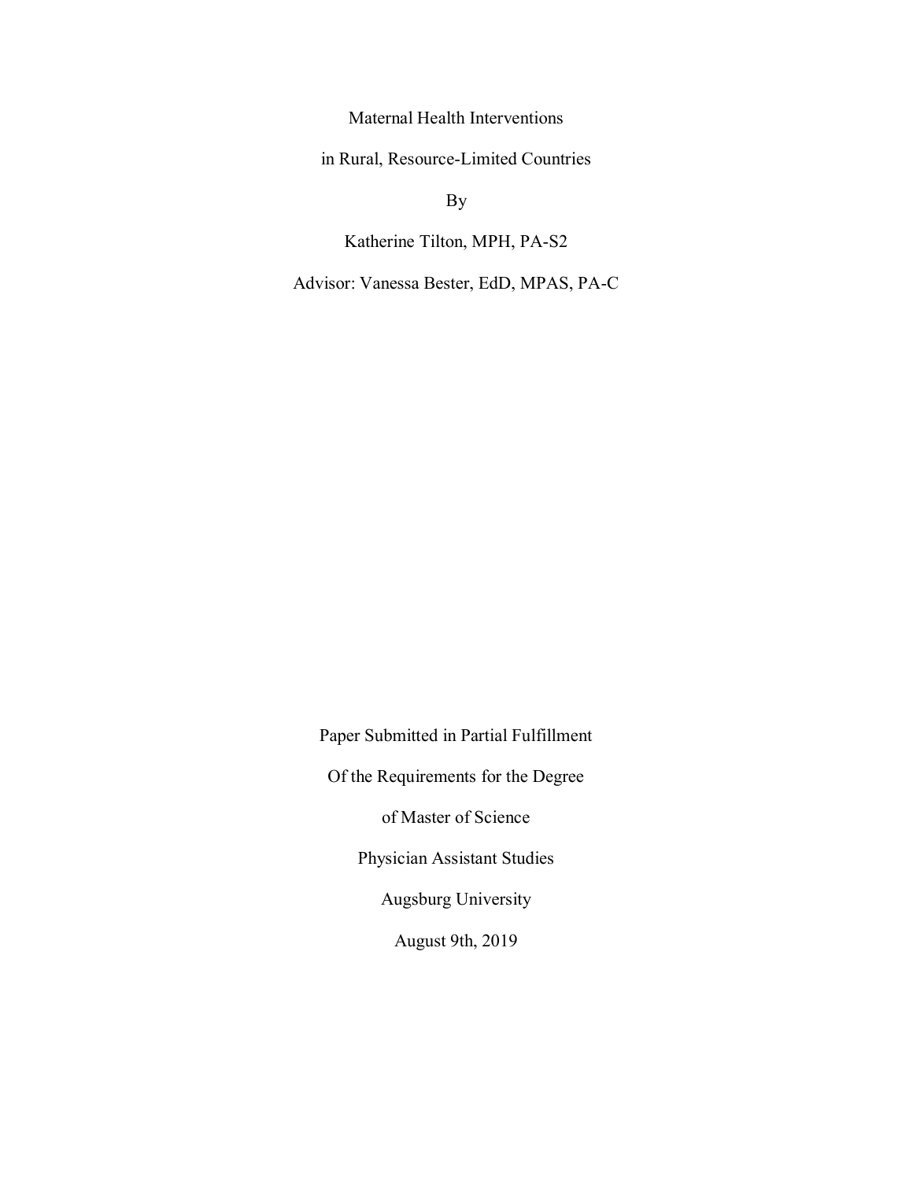# Maternal Health Interventions

# in Rural, Resource-Limited Countries

By

Katherine Tilton, MPH, PA-S2

Advisor: Vanessa Bester, EdD, MPAS, PA-C

Paper Submitted in Partial Fulfillment

Of the Requirements for the Degree

of Master of Science

Physician Assistant Studies

Augsburg University

August 9th, 2019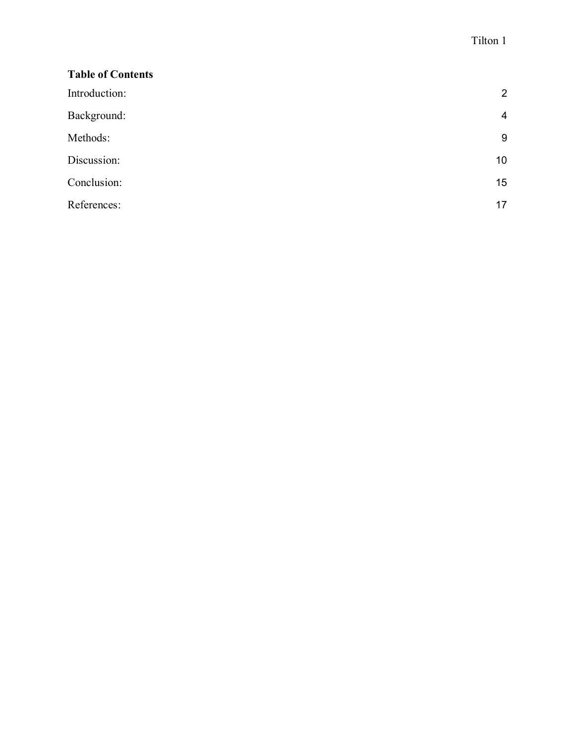**Table of Contents**

| | |
|---|---|
| Introduction: | 2 |
| Background: | 4 |
| Methods: | 9 |
| Discussion: | 10 |
| Conclusion: | 15 |
| References: | 17 |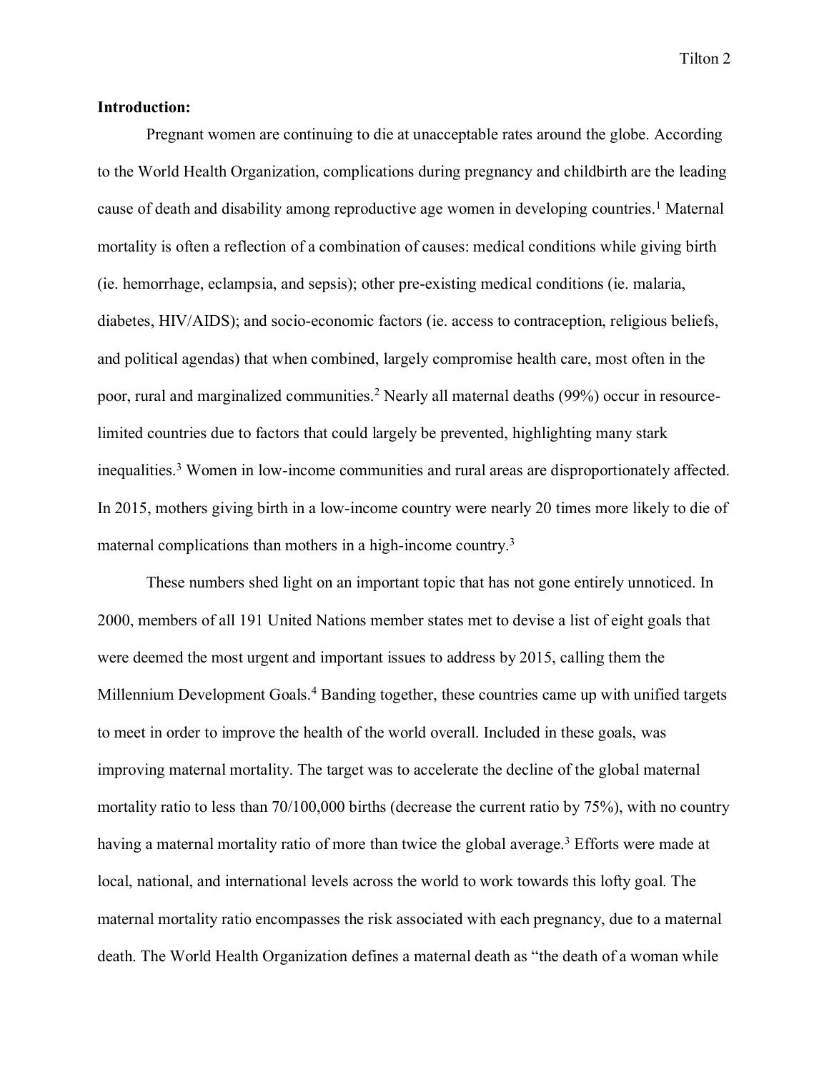**Introduction:**

Pregnant women are continuing to die at unacceptable rates around the globe. According to the World Health Organization, complications during pregnancy and childbirth are the leading cause of death and disability among reproductive age women in developing countries.[1] Maternal mortality is often a reflection of a combination of causes: medical conditions while giving birth (ie. hemorrhage, eclampsia, and sepsis); other pre-existing medical conditions (ie. malaria, diabetes, HIV/AIDS); and socio-economic factors (ie. access to contraception, religious beliefs, and political agendas) that when combined, largely compromise health care, most often in the poor, rural and marginalized communities.[2] Nearly all maternal deaths (99%) occur in resource-limited countries due to factors that could largely be prevented, highlighting many stark inequalities.[3] Women in low-income communities and rural areas are disproportionately affected. In 2015, mothers giving birth in a low-income country were nearly 20 times more likely to die of maternal complications than mothers in a high-income country.[3]

These numbers shed light on an important topic that has not gone entirely unnoticed. In 2000, members of all 191 United Nations member states met to devise a list of eight goals that were deemed the most urgent and important issues to address by 2015, calling them the Millennium Development Goals.[4] Banding together, these countries came up with unified targets to meet in order to improve the health of the world overall. Included in these goals, was improving maternal mortality. The target was to accelerate the decline of the global maternal mortality ratio to less than 70/100,000 births (decrease the current ratio by 75%), with no country having a maternal mortality ratio of more than twice the global average.[3] Efforts were made at local, national, and international levels across the world to work towards this lofty goal. The maternal mortality ratio encompasses the risk associated with each pregnancy, due to a maternal death. The World Health Organization defines a maternal death as "the death of a woman while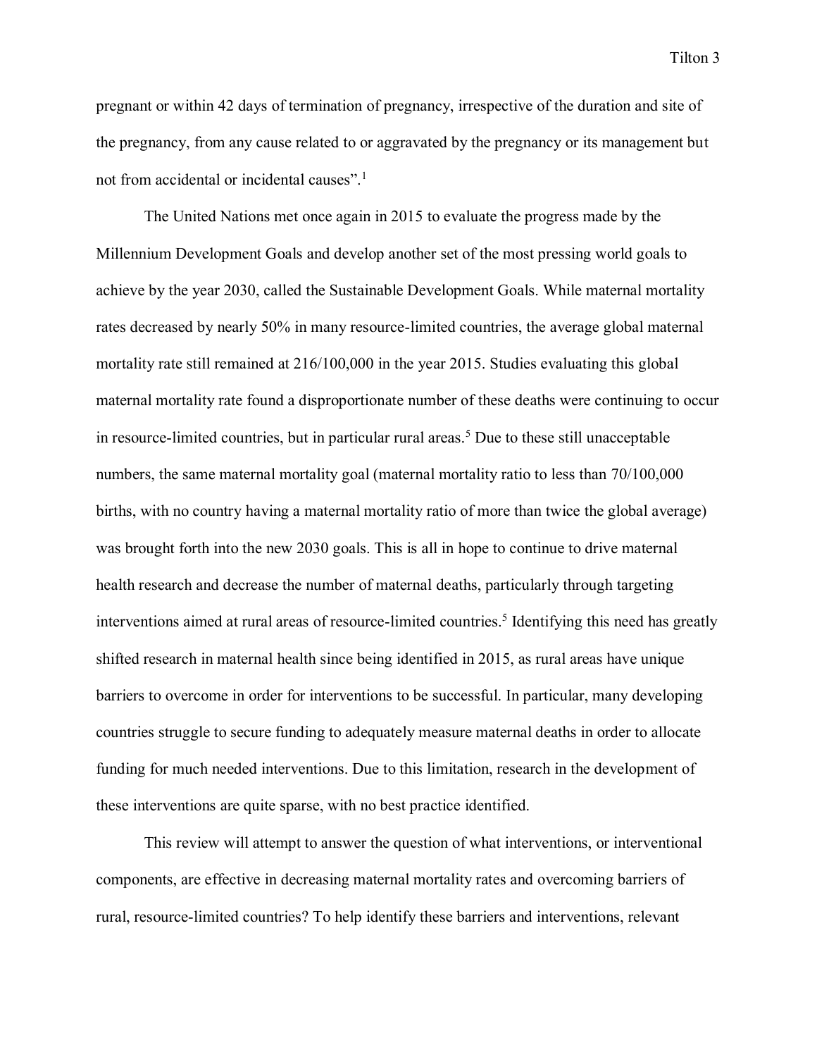pregnant or within 42 days of termination of pregnancy, irrespective of the duration and site of the pregnancy, from any cause related to or aggravated by the pregnancy or its management but not from accidental or incidental causes”.[1]

The United Nations met once again in 2015 to evaluate the progress made by the Millennium Development Goals and develop another set of the most pressing world goals to achieve by the year 2030, called the Sustainable Development Goals. While maternal mortality rates decreased by nearly 50% in many resource-limited countries, the average global maternal mortality rate still remained at 216/100,000 in the year 2015. Studies evaluating this global maternal mortality rate found a disproportionate number of these deaths were continuing to occur in resource-limited countries, but in particular rural areas.[5] Due to these still unacceptable numbers, the same maternal mortality goal (maternal mortality ratio to less than 70/100,000 births, with no country having a maternal mortality ratio of more than twice the global average) was brought forth into the new 2030 goals. This is all in hope to continue to drive maternal health research and decrease the number of maternal deaths, particularly through targeting interventions aimed at rural areas of resource-limited countries.[5] Identifying this need has greatly shifted research in maternal health since being identified in 2015, as rural areas have unique barriers to overcome in order for interventions to be successful. In particular, many developing countries struggle to secure funding to adequately measure maternal deaths in order to allocate funding for much needed interventions. Due to this limitation, research in the development of these interventions are quite sparse, with no best practice identified.

This review will attempt to answer the question of what interventions, or interventional components, are effective in decreasing maternal mortality rates and overcoming barriers of rural, resource-limited countries? To help identify these barriers and interventions, relevant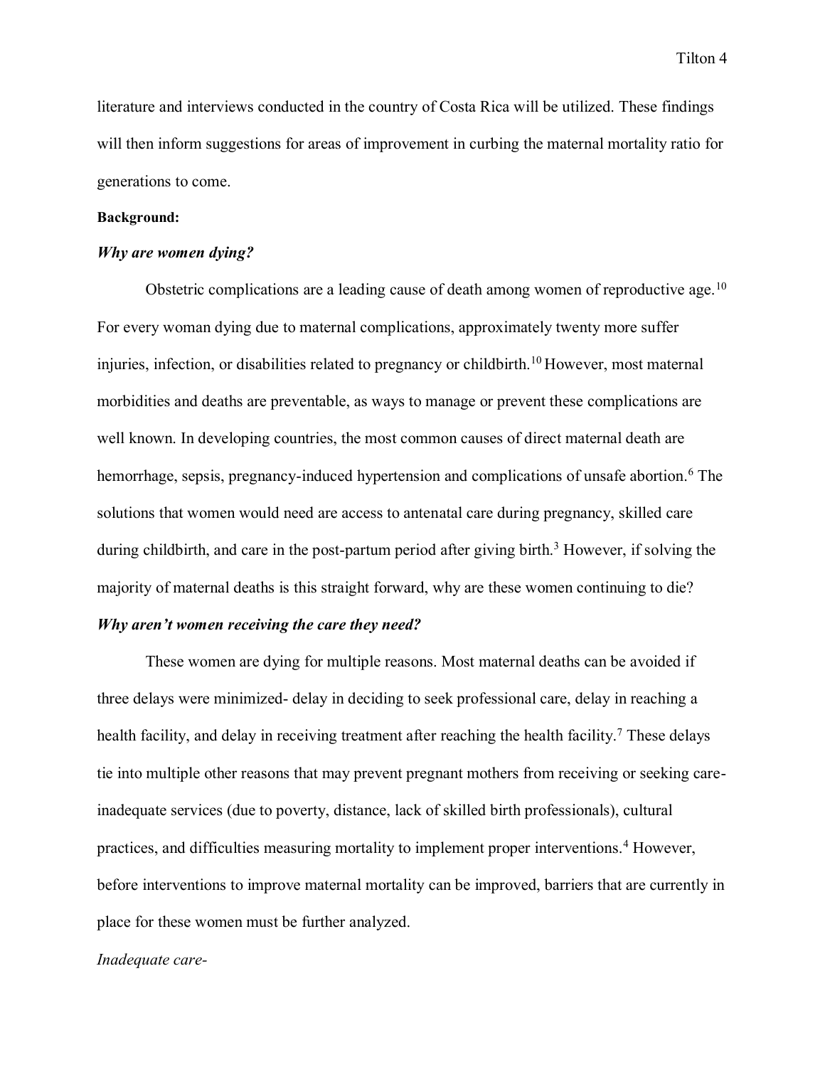literature and interviews conducted in the country of Costa Rica will be utilized. These findings will then inform suggestions for areas of improvement in curbing the maternal mortality ratio for generations to come.

**Background:**

***Why are women dying?***

Obstetric complications are a leading cause of death among women of reproductive age.[10] For every woman dying due to maternal complications, approximately twenty more suffer injuries, infection, or disabilities related to pregnancy or childbirth.[10] However, most maternal morbidities and deaths are preventable, as ways to manage or prevent these complications are well known. In developing countries, the most common causes of direct maternal death are hemorrhage, sepsis, pregnancy-induced hypertension and complications of unsafe abortion.[6] The solutions that women would need are access to antenatal care during pregnancy, skilled care during childbirth, and care in the post-partum period after giving birth.[3] However, if solving the majority of maternal deaths is this straight forward, why are these women continuing to die?

***Why aren't women receiving the care they need?***

These women are dying for multiple reasons. Most maternal deaths can be avoided if three delays were minimized- delay in deciding to seek professional care, delay in reaching a health facility, and delay in receiving treatment after reaching the health facility.[7] These delays tie into multiple other reasons that may prevent pregnant mothers from receiving or seeking care- inadequate services (due to poverty, distance, lack of skilled birth professionals), cultural practices, and difficulties measuring mortality to implement proper interventions.[4] However, before interventions to improve maternal mortality can be improved, barriers that are currently in place for these women must be further analyzed.

*Inadequate care-*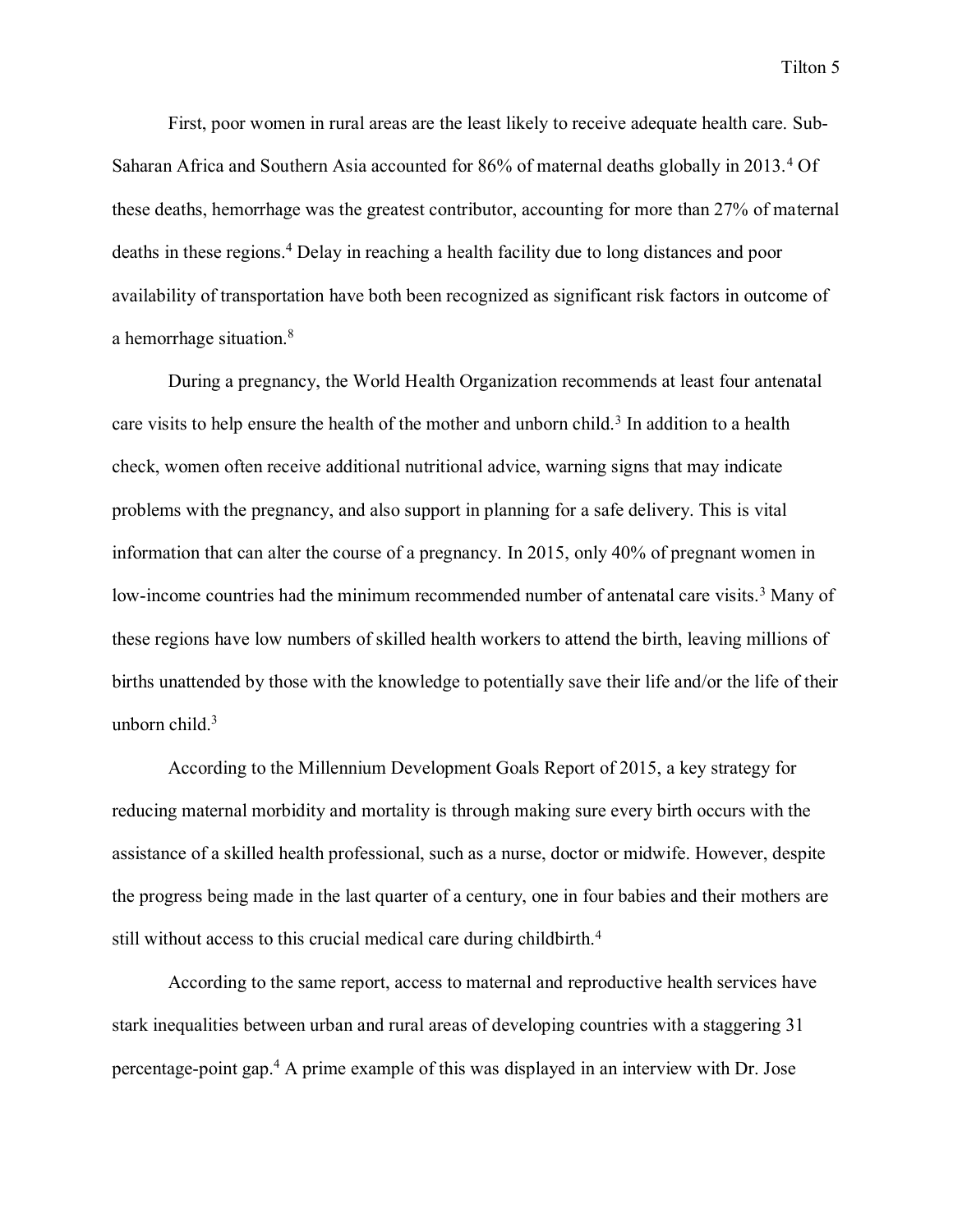First, poor women in rural areas are the least likely to receive adequate health care. Sub-Saharan Africa and Southern Asia accounted for 86% of maternal deaths globally in 2013.[4] Of these deaths, hemorrhage was the greatest contributor, accounting for more than 27% of maternal deaths in these regions.[4] Delay in reaching a health facility due to long distances and poor availability of transportation have both been recognized as significant risk factors in outcome of a hemorrhage situation.[8]

During a pregnancy, the World Health Organization recommends at least four antenatal care visits to help ensure the health of the mother and unborn child.[3] In addition to a health check, women often receive additional nutritional advice, warning signs that may indicate problems with the pregnancy, and also support in planning for a safe delivery. This is vital information that can alter the course of a pregnancy. In 2015, only 40% of pregnant women in low-income countries had the minimum recommended number of antenatal care visits.[3] Many of these regions have low numbers of skilled health workers to attend the birth, leaving millions of births unattended by those with the knowledge to potentially save their life and/or the life of their unborn child.[3]

According to the Millennium Development Goals Report of 2015, a key strategy for reducing maternal morbidity and mortality is through making sure every birth occurs with the assistance of a skilled health professional, such as a nurse, doctor or midwife. However, despite the progress being made in the last quarter of a century, one in four babies and their mothers are still without access to this crucial medical care during childbirth.[4]

According to the same report, access to maternal and reproductive health services have stark inequalities between urban and rural areas of developing countries with a staggering 31 percentage-point gap.[4] A prime example of this was displayed in an interview with Dr. Jose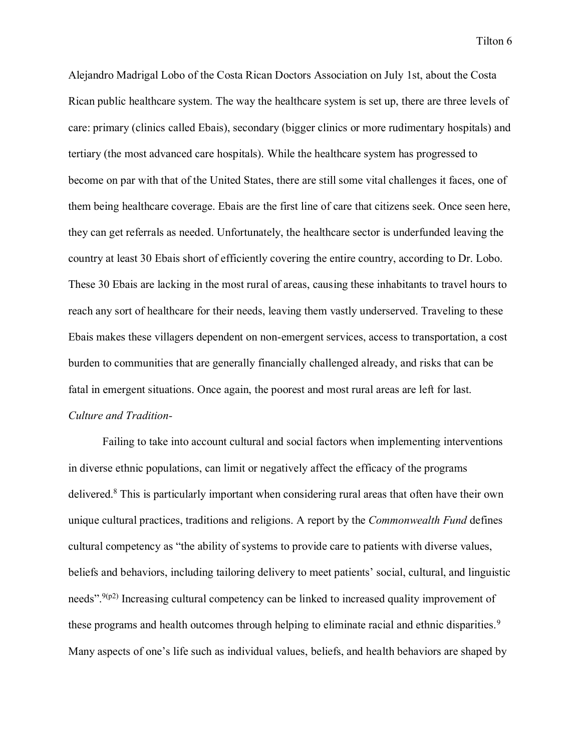Alejandro Madrigal Lobo of the Costa Rican Doctors Association on July 1st, about the Costa Rican public healthcare system. The way the healthcare system is set up, there are three levels of care: primary (clinics called Ebais), secondary (bigger clinics or more rudimentary hospitals) and tertiary (the most advanced care hospitals). While the healthcare system has progressed to become on par with that of the United States, there are still some vital challenges it faces, one of them being healthcare coverage. Ebais are the first line of care that citizens seek. Once seen here, they can get referrals as needed. Unfortunately, the healthcare sector is underfunded leaving the country at least 30 Ebais short of efficiently covering the entire country, according to Dr. Lobo. These 30 Ebais are lacking in the most rural of areas, causing these inhabitants to travel hours to reach any sort of healthcare for their needs, leaving them vastly underserved. Traveling to these Ebais makes these villagers dependent on non-emergent services, access to transportation, a cost burden to communities that are generally financially challenged already, and risks that can be fatal in emergent situations. Once again, the poorest and most rural areas are left for last.

*Culture and Tradition-*

Failing to take into account cultural and social factors when implementing interventions in diverse ethnic populations, can limit or negatively affect the efficacy of the programs delivered.[8] This is particularly important when considering rural areas that often have their own unique cultural practices, traditions and religions. A report by the *Commonwealth Fund* defines cultural competency as "the ability of systems to provide care to patients with diverse values, beliefs and behaviors, including tailoring delivery to meet patients' social, cultural, and linguistic needs".[9(p2)] Increasing cultural competency can be linked to increased quality improvement of these programs and health outcomes through helping to eliminate racial and ethnic disparities.[9] Many aspects of one's life such as individual values, beliefs, and health behaviors are shaped by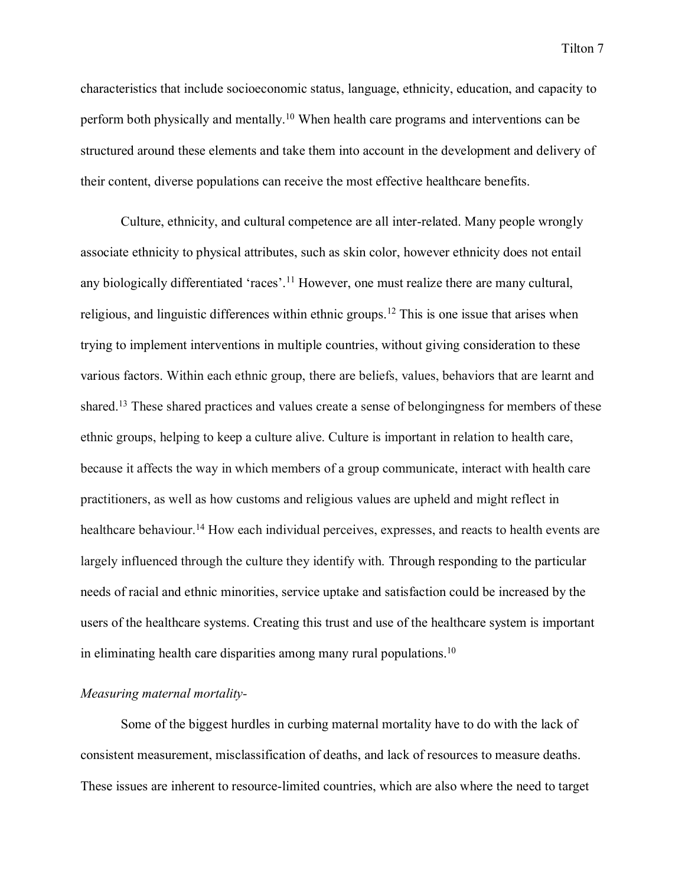characteristics that include socioeconomic status, language, ethnicity, education, and capacity to perform both physically and mentally.[10] When health care programs and interventions can be structured around these elements and take them into account in the development and delivery of their content, diverse populations can receive the most effective healthcare benefits.

Culture, ethnicity, and cultural competence are all inter-related. Many people wrongly associate ethnicity to physical attributes, such as skin color, however ethnicity does not entail any biologically differentiated 'races'.[11] However, one must realize there are many cultural, religious, and linguistic differences within ethnic groups.[12] This is one issue that arises when trying to implement interventions in multiple countries, without giving consideration to these various factors. Within each ethnic group, there are beliefs, values, behaviors that are learnt and shared.[13] These shared practices and values create a sense of belongingness for members of these ethnic groups, helping to keep a culture alive. Culture is important in relation to health care, because it affects the way in which members of a group communicate, interact with health care practitioners, as well as how customs and religious values are upheld and might reflect in healthcare behaviour.[14] How each individual perceives, expresses, and reacts to health events are largely influenced through the culture they identify with. Through responding to the particular needs of racial and ethnic minorities, service uptake and satisfaction could be increased by the users of the healthcare systems. Creating this trust and use of the healthcare system is important in eliminating health care disparities among many rural populations.[10]

*Measuring maternal mortality-*

Some of the biggest hurdles in curbing maternal mortality have to do with the lack of consistent measurement, misclassification of deaths, and lack of resources to measure deaths. These issues are inherent to resource-limited countries, which are also where the need to target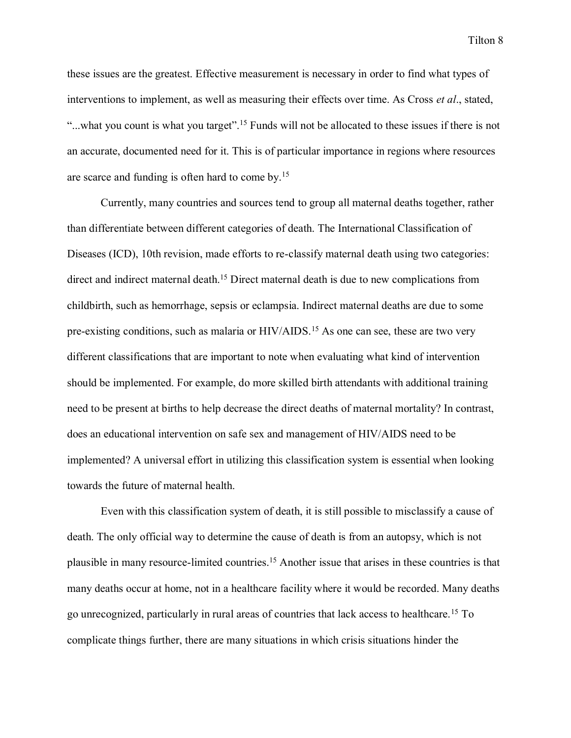these issues are the greatest. Effective measurement is necessary in order to find what types of interventions to implement, as well as measuring their effects over time. As Cross *et al*., stated, "...what you count is what you target".[15] Funds will not be allocated to these issues if there is not an accurate, documented need for it. This is of particular importance in regions where resources are scarce and funding is often hard to come by.[15]

Currently, many countries and sources tend to group all maternal deaths together, rather than differentiate between different categories of death. The International Classification of Diseases (ICD), 10th revision, made efforts to re-classify maternal death using two categories: direct and indirect maternal death.[15] Direct maternal death is due to new complications from childbirth, such as hemorrhage, sepsis or eclampsia. Indirect maternal deaths are due to some pre-existing conditions, such as malaria or HIV/AIDS.[15] As one can see, these are two very different classifications that are important to note when evaluating what kind of intervention should be implemented. For example, do more skilled birth attendants with additional training need to be present at births to help decrease the direct deaths of maternal mortality? In contrast, does an educational intervention on safe sex and management of HIV/AIDS need to be implemented? A universal effort in utilizing this classification system is essential when looking towards the future of maternal health.

Even with this classification system of death, it is still possible to misclassify a cause of death. The only official way to determine the cause of death is from an autopsy, which is not plausible in many resource-limited countries.[15] Another issue that arises in these countries is that many deaths occur at home, not in a healthcare facility where it would be recorded. Many deaths go unrecognized, particularly in rural areas of countries that lack access to healthcare.[15] To complicate things further, there are many situations in which crisis situations hinder the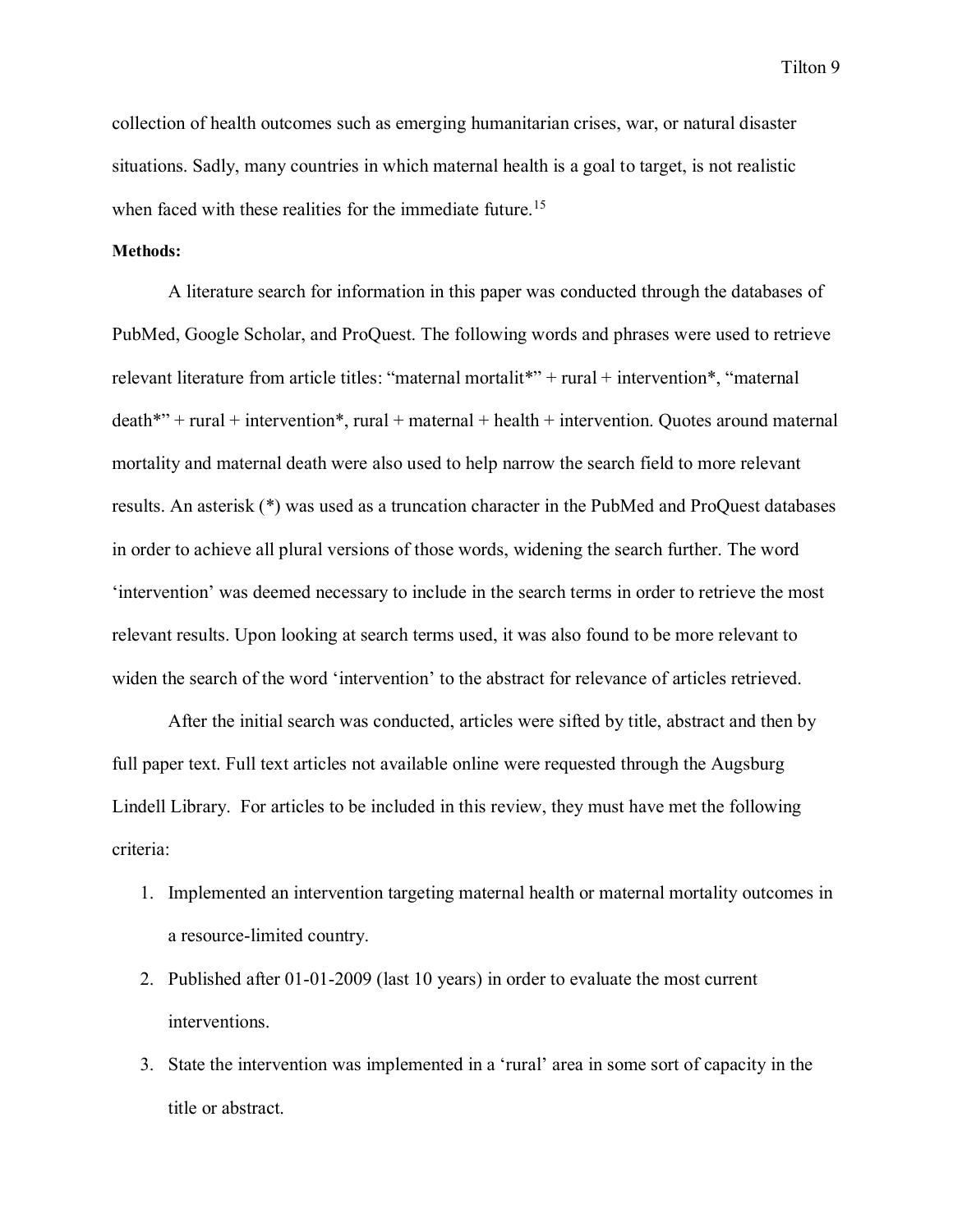collection of health outcomes such as emerging humanitarian crises, war, or natural disaster situations. Sadly, many countries in which maternal health is a goal to target, is not realistic when faced with these realities for the immediate future.[15]

**Methods:**

A literature search for information in this paper was conducted through the databases of PubMed, Google Scholar, and ProQuest. The following words and phrases were used to retrieve relevant literature from article titles: "maternal mortalit*" + rural + intervention*, "maternal death*" + rural + intervention*, rural + maternal + health + intervention. Quotes around maternal mortality and maternal death were also used to help narrow the search field to more relevant results. An asterisk (*) was used as a truncation character in the PubMed and ProQuest databases in order to achieve all plural versions of those words, widening the search further. The word 'intervention' was deemed necessary to include in the search terms in order to retrieve the most relevant results. Upon looking at search terms used, it was also found to be more relevant to widen the search of the word 'intervention' to the abstract for relevance of articles retrieved.

After the initial search was conducted, articles were sifted by title, abstract and then by full paper text. Full text articles not available online were requested through the Augsburg Lindell Library. For articles to be included in this review, they must have met the following criteria:

1. Implemented an intervention targeting maternal health or maternal mortality outcomes in a resource-limited country.
2. Published after 01-01-2009 (last 10 years) in order to evaluate the most current interventions.
3. State the intervention was implemented in a 'rural' area in some sort of capacity in the title or abstract.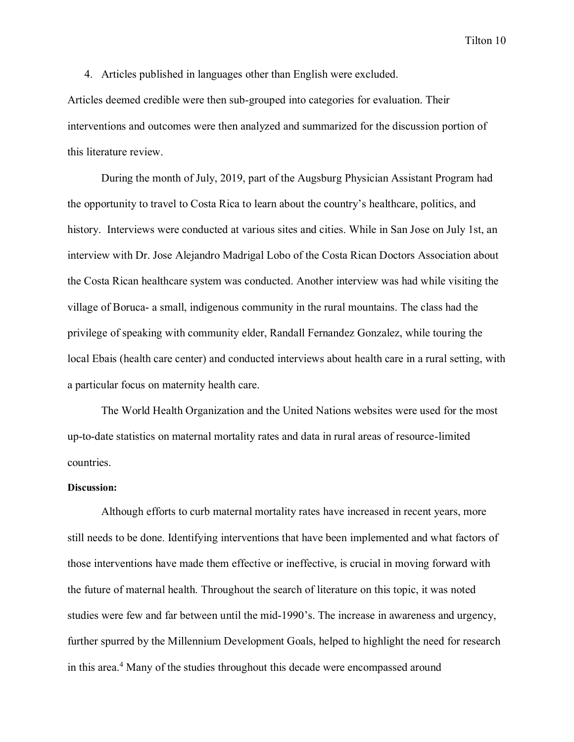4. Articles published in languages other than English were excluded.

Articles deemed credible were then sub-grouped into categories for evaluation. Their interventions and outcomes were then analyzed and summarized for the discussion portion of this literature review.

During the month of July, 2019, part of the Augsburg Physician Assistant Program had the opportunity to travel to Costa Rica to learn about the country's healthcare, politics, and history. Interviews were conducted at various sites and cities. While in San Jose on July 1st, an interview with Dr. Jose Alejandro Madrigal Lobo of the Costa Rican Doctors Association about the Costa Rican healthcare system was conducted. Another interview was had while visiting the village of Boruca- a small, indigenous community in the rural mountains. The class had the privilege of speaking with community elder, Randall Fernandez Gonzalez, while touring the local Ebais (health care center) and conducted interviews about health care in a rural setting, with a particular focus on maternity health care.

The World Health Organization and the United Nations websites were used for the most up-to-date statistics on maternal mortality rates and data in rural areas of resource-limited countries.

**Discussion:**

Although efforts to curb maternal mortality rates have increased in recent years, more still needs to be done. Identifying interventions that have been implemented and what factors of those interventions have made them effective or ineffective, is crucial in moving forward with the future of maternal health. Throughout the search of literature on this topic, it was noted studies were few and far between until the mid-1990's. The increase in awareness and urgency, further spurred by the Millennium Development Goals, helped to highlight the need for research in this area.[4] Many of the studies throughout this decade were encompassed around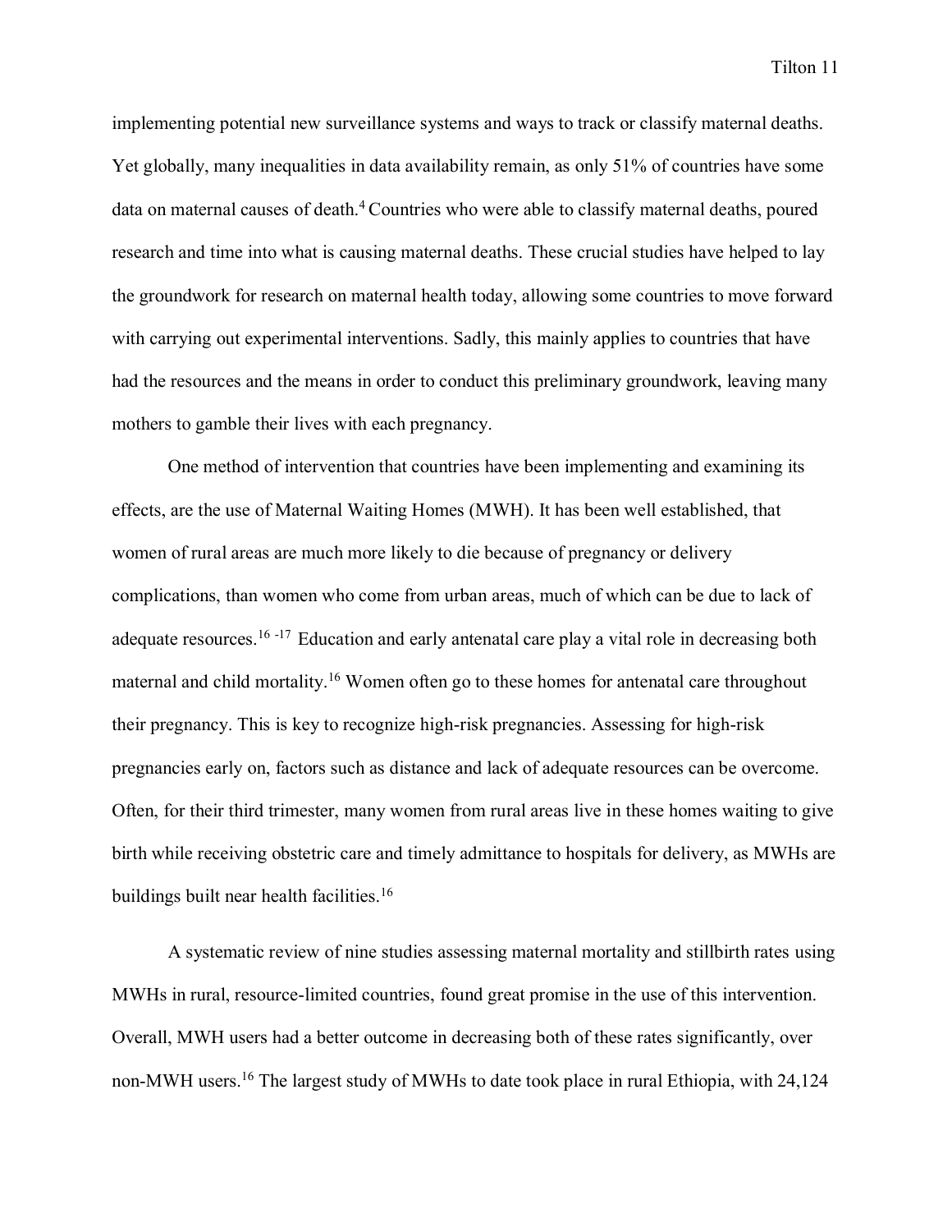implementing potential new surveillance systems and ways to track or classify maternal deaths. Yet globally, many inequalities in data availability remain, as only 51% of countries have some data on maternal causes of death.[4] Countries who were able to classify maternal deaths, poured research and time into what is causing maternal deaths. These crucial studies have helped to lay the groundwork for research on maternal health today, allowing some countries to move forward with carrying out experimental interventions. Sadly, this mainly applies to countries that have had the resources and the means in order to conduct this preliminary groundwork, leaving many mothers to gamble their lives with each pregnancy.

One method of intervention that countries have been implementing and examining its effects, are the use of Maternal Waiting Homes (MWH). It has been well established, that women of rural areas are much more likely to die because of pregnancy or delivery complications, than women who come from urban areas, much of which can be due to lack of adequate resources.[16-17] Education and early antenatal care play a vital role in decreasing both maternal and child mortality.[16] Women often go to these homes for antenatal care throughout their pregnancy. This is key to recognize high-risk pregnancies. Assessing for high-risk pregnancies early on, factors such as distance and lack of adequate resources can be overcome. Often, for their third trimester, many women from rural areas live in these homes waiting to give birth while receiving obstetric care and timely admittance to hospitals for delivery, as MWHs are buildings built near health facilities.[16]

A systematic review of nine studies assessing maternal mortality and stillbirth rates using MWHs in rural, resource-limited countries, found great promise in the use of this intervention. Overall, MWH users had a better outcome in decreasing both of these rates significantly, over non-MWH users.[16] The largest study of MWHs to date took place in rural Ethiopia, with 24,124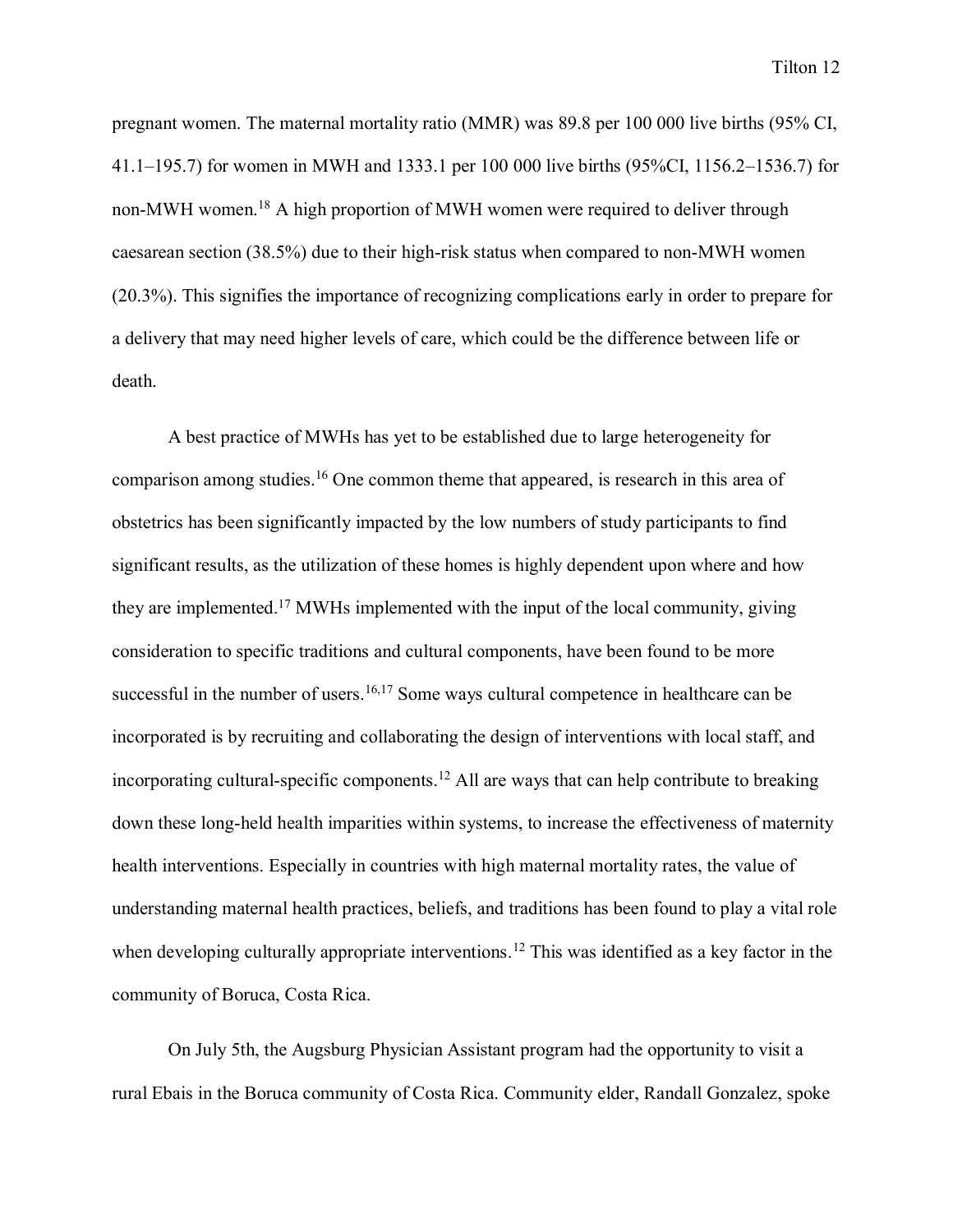pregnant women. The maternal mortality ratio (MMR) was 89.8 per 100 000 live births (95% CI, 41.1–195.7) for women in MWH and 1333.1 per 100 000 live births (95%CI, 1156.2–1536.7) for non-MWH women.[18] A high proportion of MWH women were required to deliver through caesarean section (38.5%) due to their high-risk status when compared to non-MWH women (20.3%). This signifies the importance of recognizing complications early in order to prepare for a delivery that may need higher levels of care, which could be the difference between life or death.

A best practice of MWHs has yet to be established due to large heterogeneity for comparison among studies.[16] One common theme that appeared, is research in this area of obstetrics has been significantly impacted by the low numbers of study participants to find significant results, as the utilization of these homes is highly dependent upon where and how they are implemented.[17] MWHs implemented with the input of the local community, giving consideration to specific traditions and cultural components, have been found to be more successful in the number of users.[16,17] Some ways cultural competence in healthcare can be incorporated is by recruiting and collaborating the design of interventions with local staff, and incorporating cultural-specific components.[12] All are ways that can help contribute to breaking down these long-held health imparities within systems, to increase the effectiveness of maternity health interventions. Especially in countries with high maternal mortality rates, the value of understanding maternal health practices, beliefs, and traditions has been found to play a vital role when developing culturally appropriate interventions.[12] This was identified as a key factor in the community of Boruca, Costa Rica.

On July 5th, the Augsburg Physician Assistant program had the opportunity to visit a rural Ebais in the Boruca community of Costa Rica. Community elder, Randall Gonzalez, spoke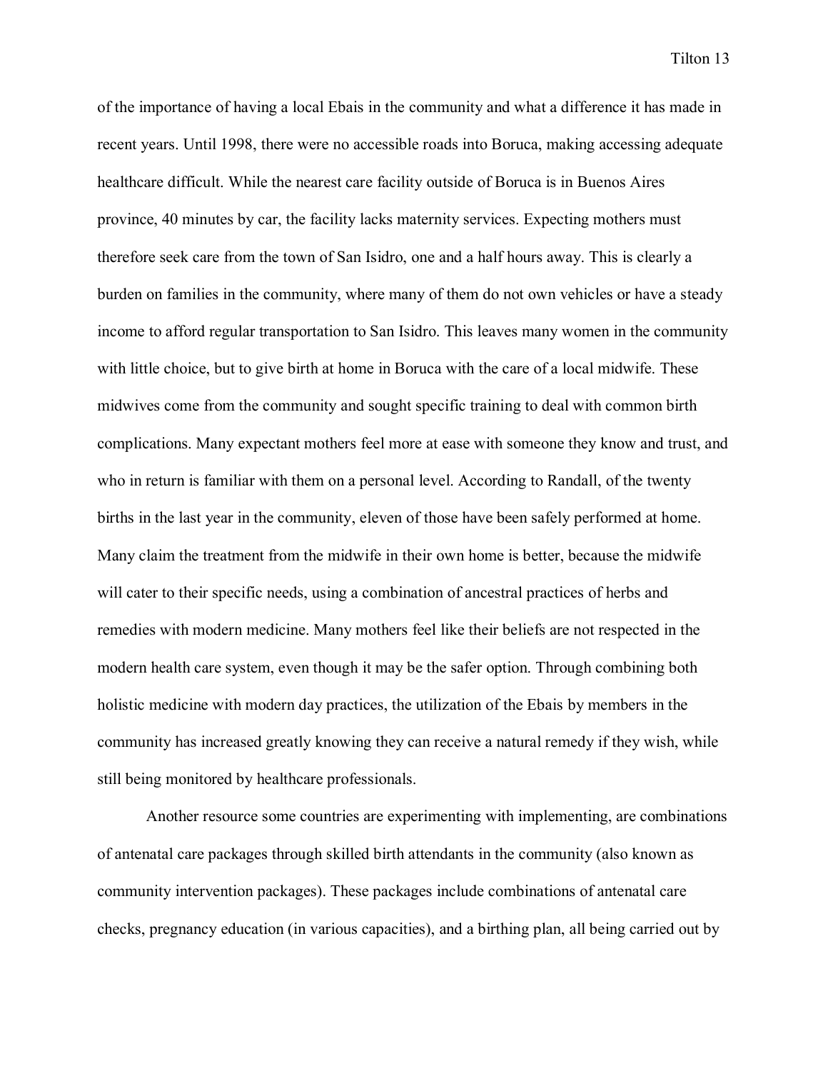of the importance of having a local Ebais in the community and what a difference it has made in recent years. Until 1998, there were no accessible roads into Boruca, making accessing adequate healthcare difficult. While the nearest care facility outside of Boruca is in Buenos Aires province, 40 minutes by car, the facility lacks maternity services. Expecting mothers must therefore seek care from the town of San Isidro, one and a half hours away. This is clearly a burden on families in the community, where many of them do not own vehicles or have a steady income to afford regular transportation to San Isidro. This leaves many women in the community with little choice, but to give birth at home in Boruca with the care of a local midwife. These midwives come from the community and sought specific training to deal with common birth complications. Many expectant mothers feel more at ease with someone they know and trust, and who in return is familiar with them on a personal level. According to Randall, of the twenty births in the last year in the community, eleven of those have been safely performed at home. Many claim the treatment from the midwife in their own home is better, because the midwife will cater to their specific needs, using a combination of ancestral practices of herbs and remedies with modern medicine. Many mothers feel like their beliefs are not respected in the modern health care system, even though it may be the safer option. Through combining both holistic medicine with modern day practices, the utilization of the Ebais by members in the community has increased greatly knowing they can receive a natural remedy if they wish, while still being monitored by healthcare professionals.

Another resource some countries are experimenting with implementing, are combinations of antenatal care packages through skilled birth attendants in the community (also known as community intervention packages). These packages include combinations of antenatal care checks, pregnancy education (in various capacities), and a birthing plan, all being carried out by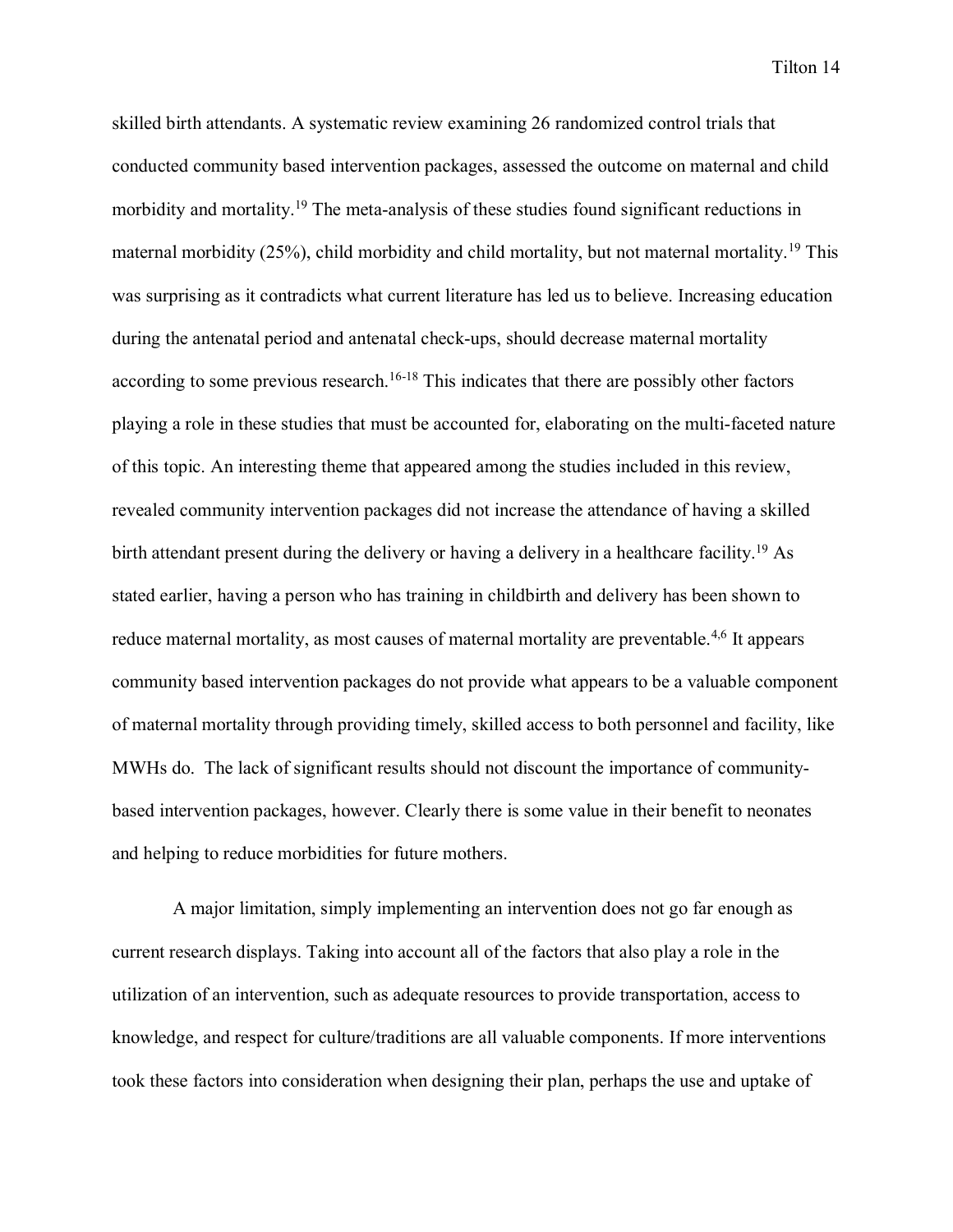skilled birth attendants. A systematic review examining 26 randomized control trials that conducted community based intervention packages, assessed the outcome on maternal and child morbidity and mortality.[19] The meta-analysis of these studies found significant reductions in maternal morbidity (25%), child morbidity and child mortality, but not maternal mortality.[19] This was surprising as it contradicts what current literature has led us to believe. Increasing education during the antenatal period and antenatal check-ups, should decrease maternal mortality according to some previous research.[16-18] This indicates that there are possibly other factors playing a role in these studies that must be accounted for, elaborating on the multi-faceted nature of this topic. An interesting theme that appeared among the studies included in this review, revealed community intervention packages did not increase the attendance of having a skilled birth attendant present during the delivery or having a delivery in a healthcare facility.[19] As stated earlier, having a person who has training in childbirth and delivery has been shown to reduce maternal mortality, as most causes of maternal mortality are preventable.[4,6] It appears community based intervention packages do not provide what appears to be a valuable component of maternal mortality through providing timely, skilled access to both personnel and facility, like MWHs do. The lack of significant results should not discount the importance of community-based intervention packages, however. Clearly there is some value in their benefit to neonates and helping to reduce morbidities for future mothers.

A major limitation, simply implementing an intervention does not go far enough as current research displays. Taking into account all of the factors that also play a role in the utilization of an intervention, such as adequate resources to provide transportation, access to knowledge, and respect for culture/traditions are all valuable components. If more interventions took these factors into consideration when designing their plan, perhaps the use and uptake of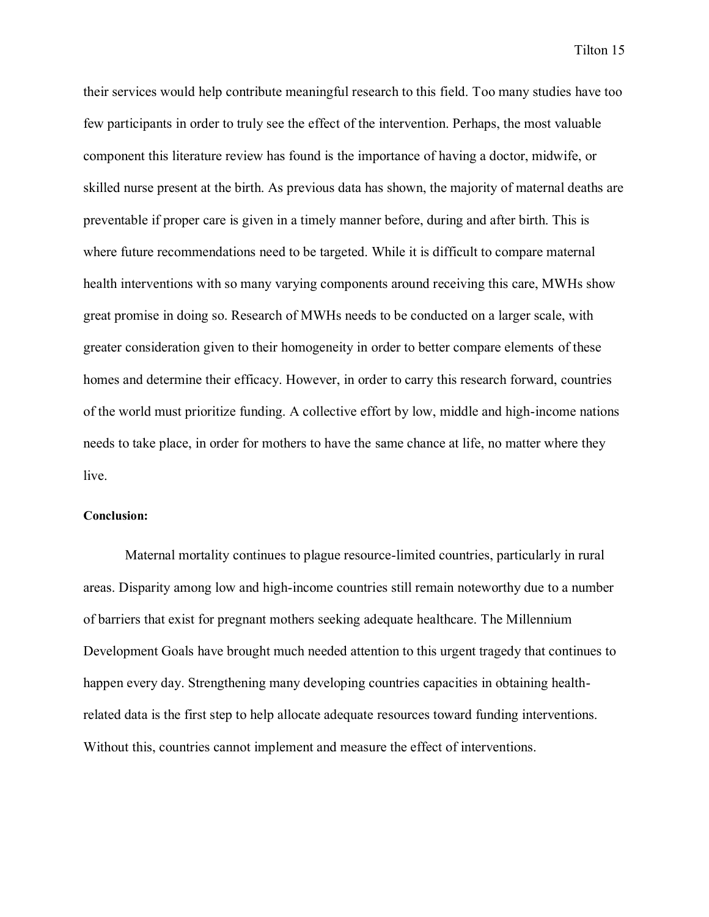their services would help contribute meaningful research to this field. Too many studies have too few participants in order to truly see the effect of the intervention. Perhaps, the most valuable component this literature review has found is the importance of having a doctor, midwife, or skilled nurse present at the birth. As previous data has shown, the majority of maternal deaths are preventable if proper care is given in a timely manner before, during and after birth. This is where future recommendations need to be targeted. While it is difficult to compare maternal health interventions with so many varying components around receiving this care, MWHs show great promise in doing so. Research of MWHs needs to be conducted on a larger scale, with greater consideration given to their homogeneity in order to better compare elements of these homes and determine their efficacy. However, in order to carry this research forward, countries of the world must prioritize funding. A collective effort by low, middle and high-income nations needs to take place, in order for mothers to have the same chance at life, no matter where they live.

**Conclusion:**

Maternal mortality continues to plague resource-limited countries, particularly in rural areas. Disparity among low and high-income countries still remain noteworthy due to a number of barriers that exist for pregnant mothers seeking adequate healthcare. The Millennium Development Goals have brought much needed attention to this urgent tragedy that continues to happen every day. Strengthening many developing countries capacities in obtaining health-related data is the first step to help allocate adequate resources toward funding interventions. Without this, countries cannot implement and measure the effect of interventions.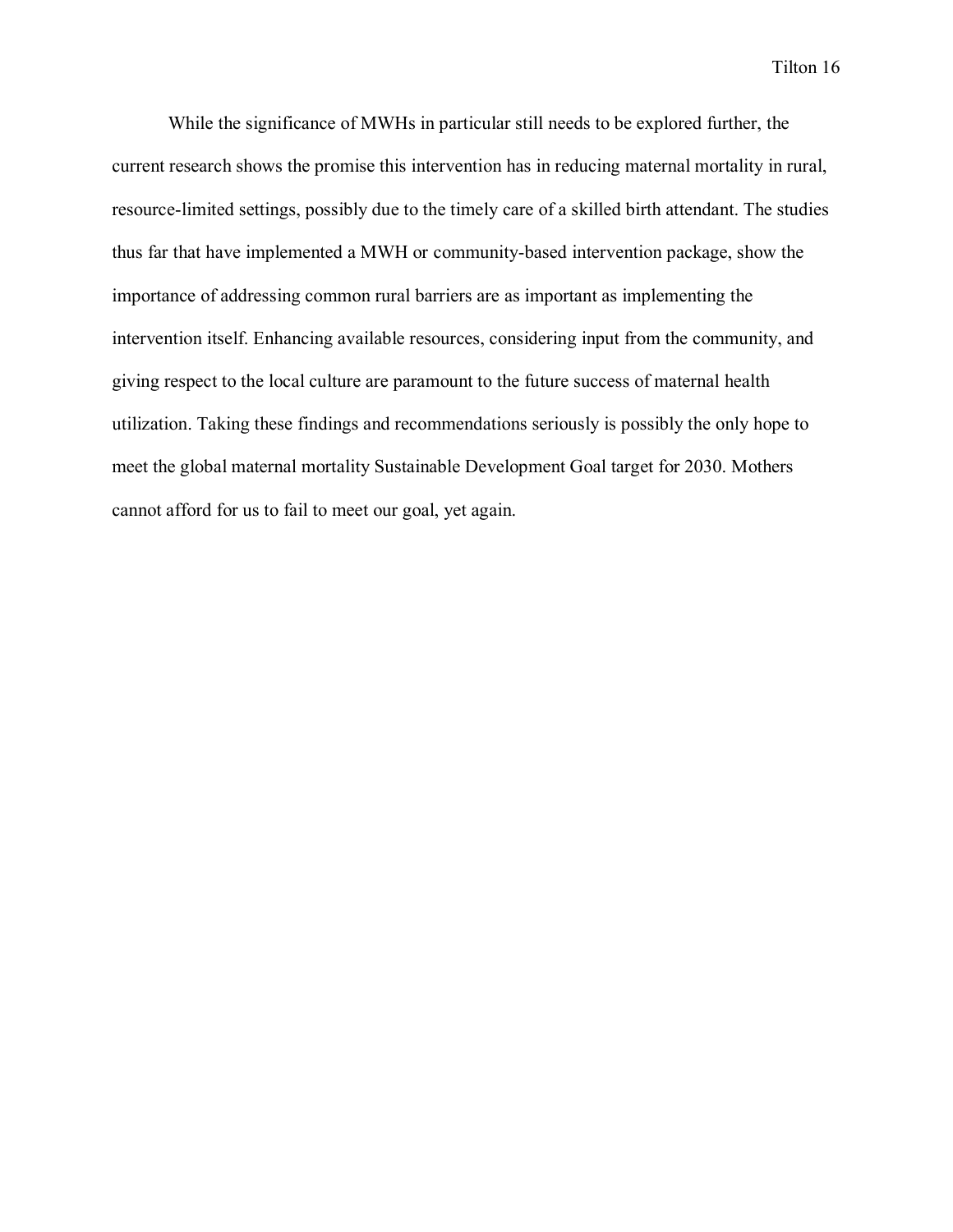While the significance of MWHs in particular still needs to be explored further, the current research shows the promise this intervention has in reducing maternal mortality in rural, resource-limited settings, possibly due to the timely care of a skilled birth attendant. The studies thus far that have implemented a MWH or community-based intervention package, show the importance of addressing common rural barriers are as important as implementing the intervention itself. Enhancing available resources, considering input from the community, and giving respect to the local culture are paramount to the future success of maternal health utilization. Taking these findings and recommendations seriously is possibly the only hope to meet the global maternal mortality Sustainable Development Goal target for 2030. Mothers cannot afford for us to fail to meet our goal, yet again.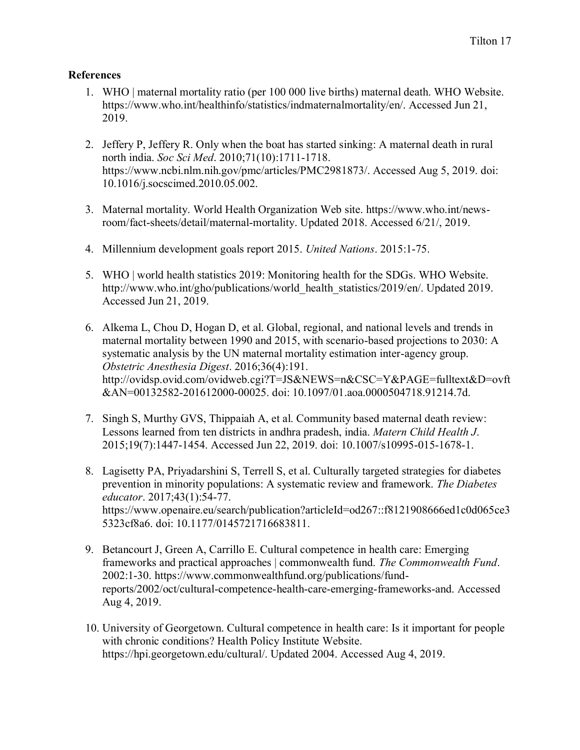**References**

1. WHO | maternal mortality ratio (per 100 000 live births) maternal death. WHO Website. https://www.who.int/healthinfo/statistics/indmaternalmortality/en/. Accessed Jun 21, 2019.

2. Jeffery P, Jeffery R. Only when the boat has started sinking: A maternal death in rural north india. *Soc Sci Med*. 2010;71(10):1711-1718. https://www.ncbi.nlm.nih.gov/pmc/articles/PMC2981873/. Accessed Aug 5, 2019. doi: 10.1016/j.socscimed.2010.05.002.

3. Maternal mortality. World Health Organization Web site. https://www.who.int/news-room/fact-sheets/detail/maternal-mortality. Updated 2018. Accessed 6/21/, 2019.

4. Millennium development goals report 2015. *United Nations*. 2015:1-75.

5. WHO | world health statistics 2019: Monitoring health for the SDGs. WHO Website. http://www.who.int/gho/publications/world_health_statistics/2019/en/. Updated 2019. Accessed Jun 21, 2019.

6. Alkema L, Chou D, Hogan D, et al. Global, regional, and national levels and trends in maternal mortality between 1990 and 2015, with scenario-based projections to 2030: A systematic analysis by the UN maternal mortality estimation inter-agency group. *Obstetric Anesthesia Digest*. 2016;36(4):191. http://ovidsp.ovid.com/ovidweb.cgi?T=JS&NEWS=n&CSC=Y&PAGE=fulltext&D=ovft&AN=00132582-201612000-00025. doi: 10.1097/01.aoa.0000504718.91214.7d.

7. Singh S, Murthy GVS, Thippaiah A, et al. Community based maternal death review: Lessons learned from ten districts in andhra pradesh, india. *Matern Child Health J*. 2015;19(7):1447-1454. Accessed Jun 22, 2019. doi: 10.1007/s10995-015-1678-1.

8. Lagisetty PA, Priyadarshini S, Terrell S, et al. Culturally targeted strategies for diabetes prevention in minority populations: A systematic review and framework. *The Diabetes educator*. 2017;43(1):54-77. https://www.openaire.eu/search/publication?articleId=od267::f8121908666ed1c0d065ce35323cf8a6. doi: 10.1177/0145721716683811.

9. Betancourt J, Green A, Carrillo E. Cultural competence in health care: Emerging frameworks and practical approaches | commonwealth fund. *The Commonwealth Fund*. 2002:1-30. https://www.commonwealthfund.org/publications/fund-reports/2002/oct/cultural-competence-health-care-emerging-frameworks-and. Accessed Aug 4, 2019.

10. University of Georgetown. Cultural competence in health care: Is it important for people with chronic conditions? Health Policy Institute Website. https://hpi.georgetown.edu/cultural/. Updated 2004. Accessed Aug 4, 2019.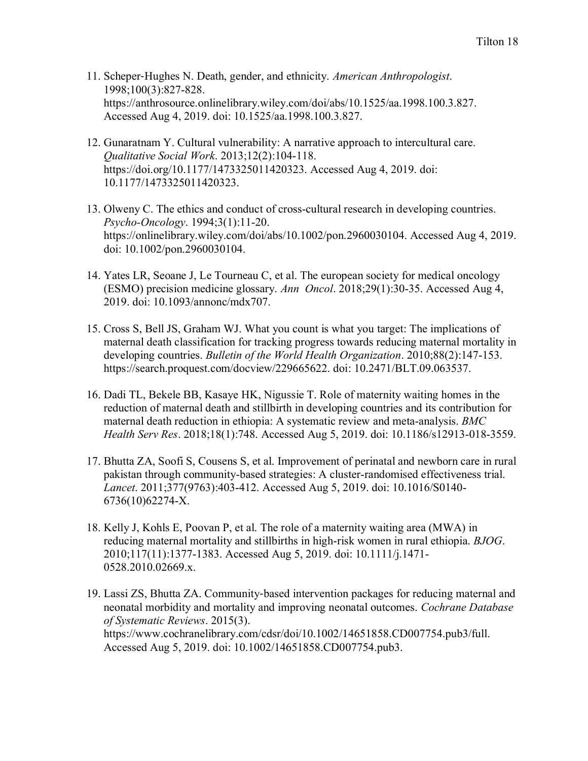11. Scheper-Hughes N. Death, gender, and ethnicity. *American Anthropologist*. 1998;100(3):827-828. https://anthrosource.onlinelibrary.wiley.com/doi/abs/10.1525/aa.1998.100.3.827. Accessed Aug 4, 2019. doi: 10.1525/aa.1998.100.3.827.

12. Gunaratnam Y. Cultural vulnerability: A narrative approach to intercultural care. *Qualitative Social Work*. 2013;12(2):104-118. https://doi.org/10.1177/1473325011420323. Accessed Aug 4, 2019. doi: 10.1177/1473325011420323.

13. Olweny C. The ethics and conduct of cross-cultural research in developing countries. *Psycho-Oncology*. 1994;3(1):11-20. https://onlinelibrary.wiley.com/doi/abs/10.1002/pon.2960030104. Accessed Aug 4, 2019. doi: 10.1002/pon.2960030104.

14. Yates LR, Seoane J, Le Tourneau C, et al. The european society for medical oncology (ESMO) precision medicine glossary. *Ann Oncol*. 2018;29(1):30-35. Accessed Aug 4, 2019. doi: 10.1093/annonc/mdx707.

15. Cross S, Bell JS, Graham WJ. What you count is what you target: The implications of maternal death classification for tracking progress towards reducing maternal mortality in developing countries. *Bulletin of the World Health Organization*. 2010;88(2):147-153. https://search.proquest.com/docview/229665622. doi: 10.2471/BLT.09.063537.

16. Dadi TL, Bekele BB, Kasaye HK, Nigussie T. Role of maternity waiting homes in the reduction of maternal death and stillbirth in developing countries and its contribution for maternal death reduction in ethiopia: A systematic review and meta-analysis. *BMC Health Serv Res*. 2018;18(1):748. Accessed Aug 5, 2019. doi: 10.1186/s12913-018-3559.

17. Bhutta ZA, Soofi S, Cousens S, et al. Improvement of perinatal and newborn care in rural pakistan through community-based strategies: A cluster-randomised effectiveness trial. *Lancet*. 2011;377(9763):403-412. Accessed Aug 5, 2019. doi: 10.1016/S0140-6736(10)62274-X.

18. Kelly J, Kohls E, Poovan P, et al. The role of a maternity waiting area (MWA) in reducing maternal mortality and stillbirths in high-risk women in rural ethiopia. *BJOG*. 2010;117(11):1377-1383. Accessed Aug 5, 2019. doi: 10.1111/j.1471-0528.2010.02669.x.

19. Lassi ZS, Bhutta ZA. Community-based intervention packages for reducing maternal and neonatal morbidity and mortality and improving neonatal outcomes. *Cochrane Database of Systematic Reviews*. 2015(3). https://www.cochranelibrary.com/cdsr/doi/10.1002/14651858.CD007754.pub3/full. Accessed Aug 5, 2019. doi: 10.1002/14651858.CD007754.pub3.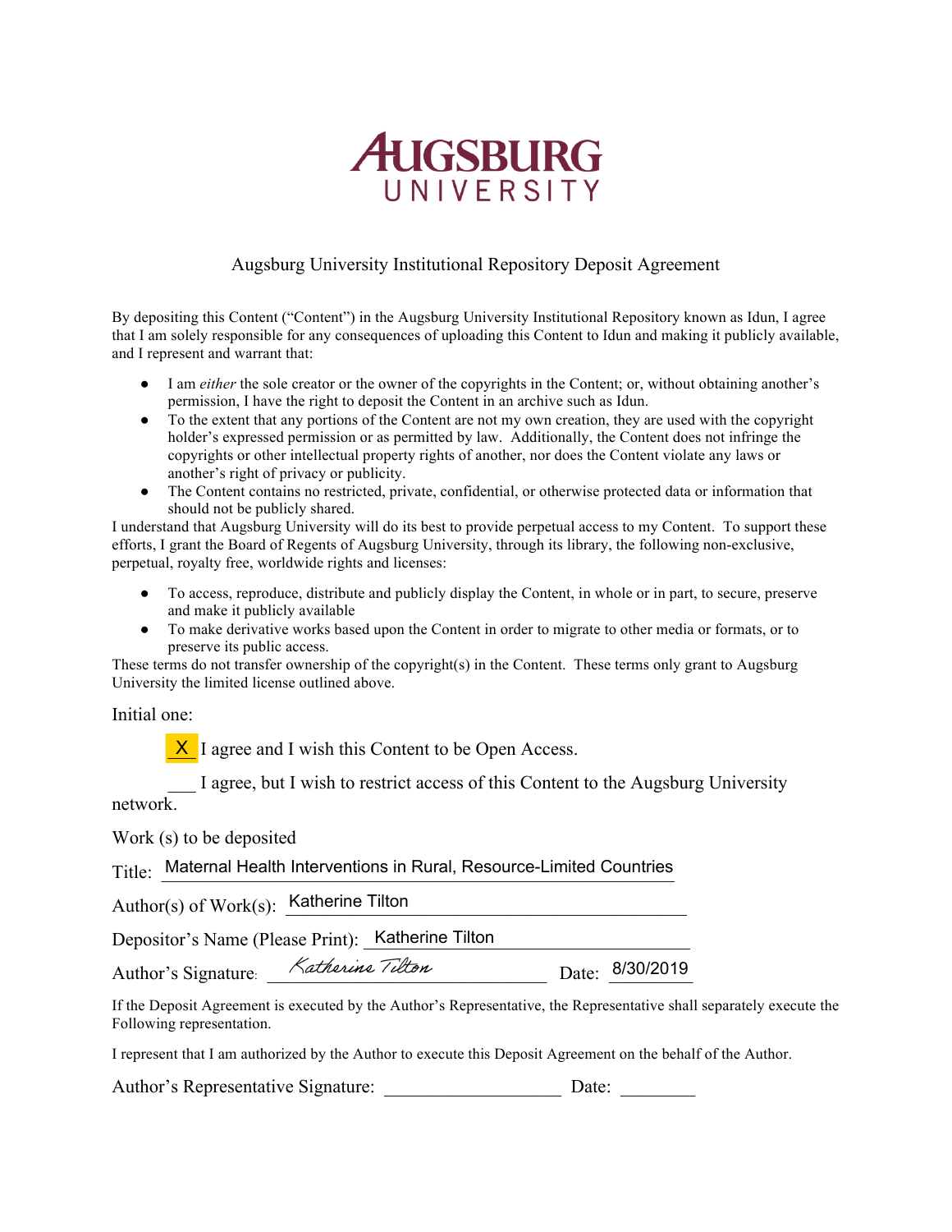# AUGSBURG UNIVERSITY

Augsburg University Institutional Repository Deposit Agreement

By depositing this Content ("Content") in the Augsburg University Institutional Repository known as Idun, I agree that I am solely responsible for any consequences of uploading this Content to Idun and making it publicly available, and I represent and warrant that:

- I am *either* the sole creator or the owner of the copyrights in the Content; or, without obtaining another's permission, I have the right to deposit the Content in an archive such as Idun.
- To the extent that any portions of the Content are not my own creation, they are used with the copyright holder's expressed permission or as permitted by law. Additionally, the Content does not infringe the copyrights or other intellectual property rights of another, nor does the Content violate any laws or another's right of privacy or publicity.
- The Content contains no restricted, private, confidential, or otherwise protected data or information that should not be publicly shared.

I understand that Augsburg University will do its best to provide perpetual access to my Content. To support these efforts, I grant the Board of Regents of Augsburg University, through its library, the following non-exclusive, perpetual, royalty free, worldwide rights and licenses:

- To access, reproduce, distribute and publicly display the Content, in whole or in part, to secure, preserve and make it publicly available
- To make derivative works based upon the Content in order to migrate to other media or formats, or to preserve its public access.

These terms do not transfer ownership of the copyright(s) in the Content. These terms only grant to Augsburg University the limited license outlined above.

Initial one:

X I agree and I wish this Content to be Open Access.

___ I agree, but I wish to restrict access of this Content to the Augsburg University network.

Work (s) to be deposited

Title: Maternal Health Interventions in Rural, Resource-Limited Countries

Author(s) of Work(s): Katherine Tilton

Depositor's Name (Please Print): Katherine Tilton

Author's Signature: *Katherine Tilton* Date: 8/30/2019

If the Deposit Agreement is executed by the Author's Representative, the Representative shall separately execute the Following representation.

I represent that I am authorized by the Author to execute this Deposit Agreement on the behalf of the Author.

Author's Representative Signature: ___________________ Date: ________